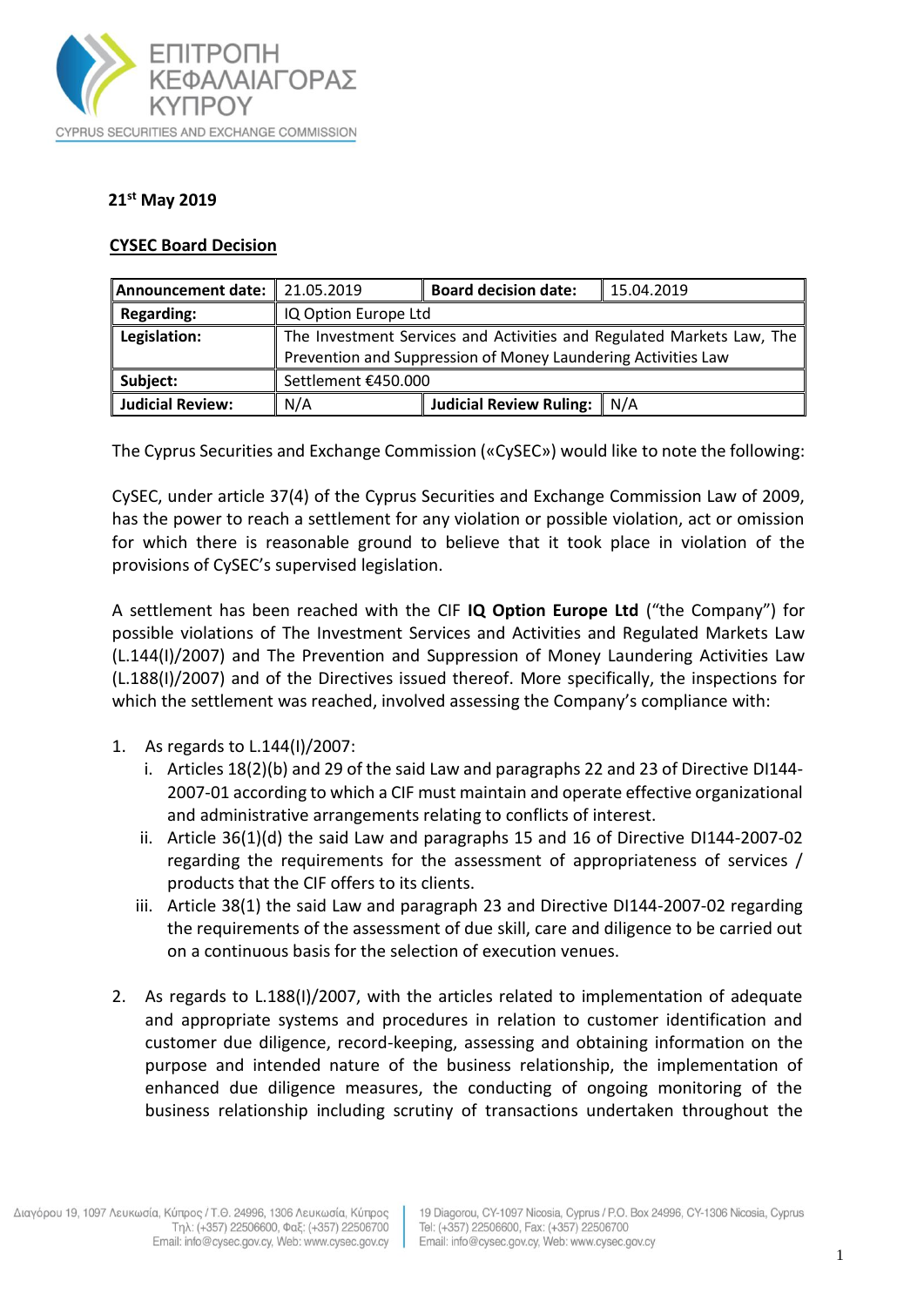ΕΠΙΤΡΟΠΗ ΚΕΦΑΛΑΙΑΓΟΡΑΣ ΚΥΠΡΟΥ
CYPRUS SECURITIES AND EXCHANGE COMMISSION

**21st May 2019**

**CYSEC Board Decision**

| **Announcement date:** | 21.05.2019 | **Board decision date:** | 15.04.2019 |
|---|---|---|---|
| **Regarding:** | IQ Option Europe Ltd | | |
| **Legislation:** | The Investment Services and Activities and Regulated Markets Law, The Prevention and Suppression of Money Laundering Activities Law | | |
| **Subject:** | Settlement €450.000 | | |
| **Judicial Review:** | N/A | **Judicial Review Ruling:** | N/A |

The Cyprus Securities and Exchange Commission («CySEC») would like to note the following:

CySEC, under article 37(4) of the Cyprus Securities and Exchange Commission Law of 2009, has the power to reach a settlement for any violation or possible violation, act or omission for which there is reasonable ground to believe that it took place in violation of the provisions of CySEC's supervised legislation.

A settlement has been reached with the CIF **IQ Option Europe Ltd** ("the Company") for possible violations of The Investment Services and Activities and Regulated Markets Law (L.144(I)/2007) and The Prevention and Suppression of Money Laundering Activities Law (L.188(I)/2007) and of the Directives issued thereof. More specifically, the inspections for which the settlement was reached, involved assessing the Company's compliance with:

1. As regards to L.144(I)/2007:
   i. Articles 18(2)(b) and 29 of the said Law and paragraphs 22 and 23 of Directive DI144-2007-01 according to which a CIF must maintain and operate effective organizational and administrative arrangements relating to conflicts of interest.
   ii. Article 36(1)(d) the said Law and paragraphs 15 and 16 of Directive DI144-2007-02 regarding the requirements for the assessment of appropriateness of services / products that the CIF offers to its clients.
   iii. Article 38(1) the said Law and paragraph 23 and Directive DI144-2007-02 regarding the requirements of the assessment of due skill, care and diligence to be carried out on a continuous basis for the selection of execution venues.

2. As regards to L.188(I)/2007, with the articles related to implementation of adequate and appropriate systems and procedures in relation to customer identification and customer due diligence, record-keeping, assessing and obtaining information on the purpose and intended nature of the business relationship, the implementation of enhanced due diligence measures, the conducting of ongoing monitoring of the business relationship including scrutiny of transactions undertaken throughout the

Διαγόρου 19, 1097 Λευκωσία, Κύπρος / Τ.Θ. 24996, 1306 Λευκωσία, Κύπρος
Τηλ: (+357) 22506600, Φαξ: (+357) 22506700
Email: info@cysec.gov.cy, Web: www.cysec.gov.cy

19 Diagorou, CY-1097 Nicosia, Cyprus / P.O. Box 24996, CY-1306 Nicosia, Cyprus
Tel: (+357) 22506600, Fax: (+357) 22506700
Email: info@cysec.gov.cy, Web: www.cysec.gov.cy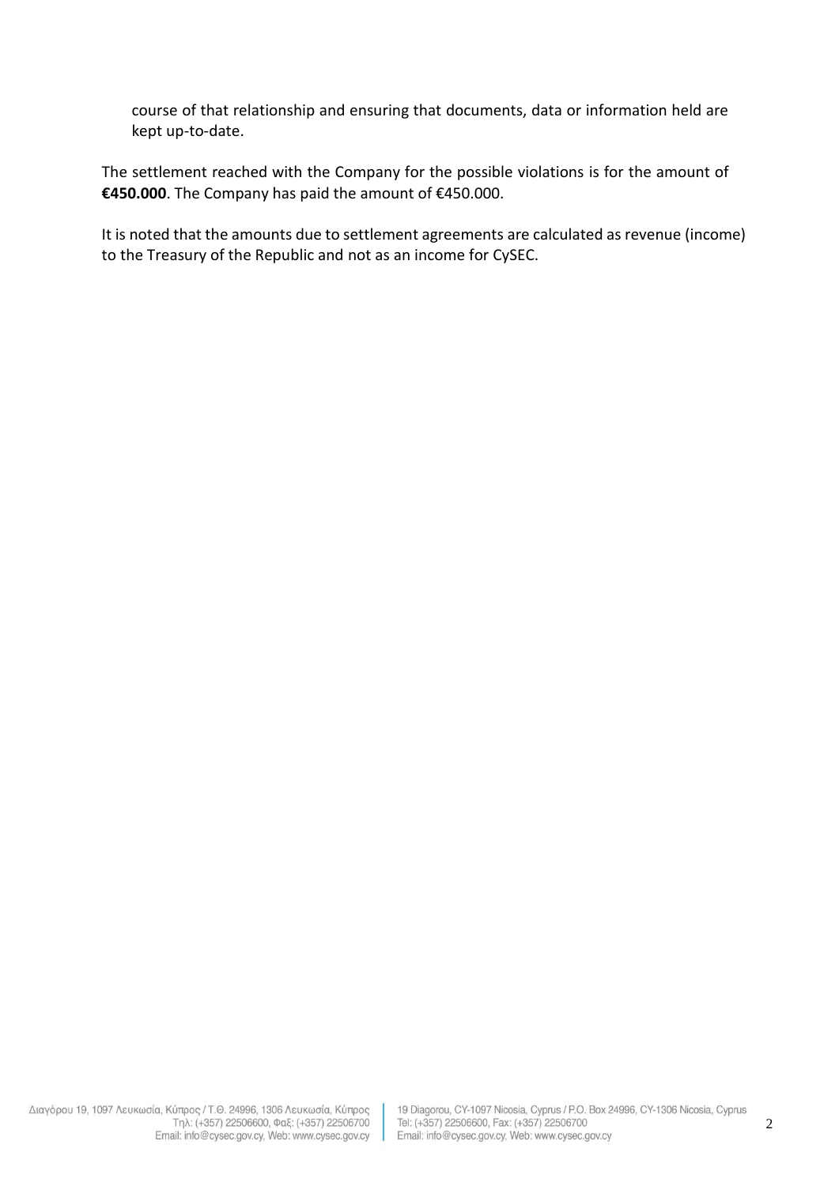course of that relationship and ensuring that documents, data or information held are kept up-to-date.

The settlement reached with the Company for the possible violations is for the amount of **€450.000**. The Company has paid the amount of €450.000.

It is noted that the amounts due to settlement agreements are calculated as revenue (income) to the Treasury of the Republic and not as an income for CySEC.